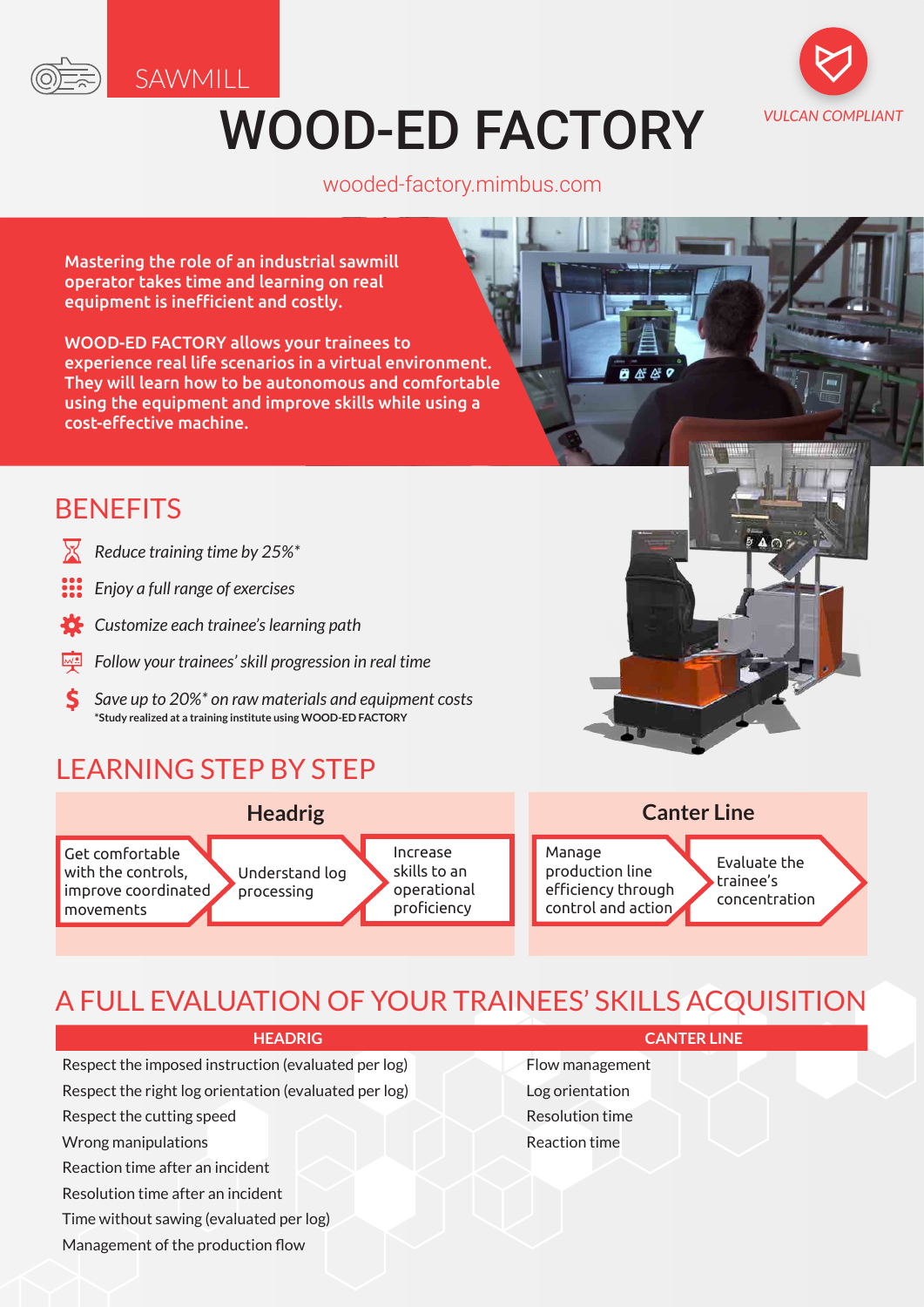SAWMILL

# WOOD-ED FACTORY

VULCAN COMPLIANT

wooded-factory.mimbus.com

**Mastering the role of an industrial sawmill operator takes time and learning on real equipment is inefficient and costly.**

**WOOD-ED FACTORY allows your trainees to experience real life scenarios in a virtual environment. They will learn how to be autonomous and comfortable using the equipment and improve skills while using a cost-effective machine.**

## BENEFITS

- *Reduce training time by 25%**
- *Enjoy a full range of exercises*
- *Customize each trainee's learning path*
- *Follow your trainees' skill progression in real time*
- *Save up to 20%* on raw materials and equipment costs*

*Study realized at a training institute using WOOD-ED FACTORY

## LEARNING STEP BY STEP

### Headrig

1. Get comfortable with the controls, improve coordinated movements
2. Understand log processing
3. Increase skills to an operational proficiency

### Canter Line

1. Manage production line efficiency through control and action
2. Evaluate the trainee's concentration

## A FULL EVALUATION OF YOUR TRAINEES' SKILLS ACQUISITION

| HEADRIG | CANTER LINE |
|---|---|
| Respect the imposed instruction (evaluated per log) | Flow management |
| Respect the right log orientation (evaluated per log) | Log orientation |
| Respect the cutting speed | Resolution time |
| Wrong manipulations | Reaction time |
| Reaction time after an incident | |
| Resolution time after an incident | |
| Time without sawing (evaluated per log) | |
| Management of the production flow | |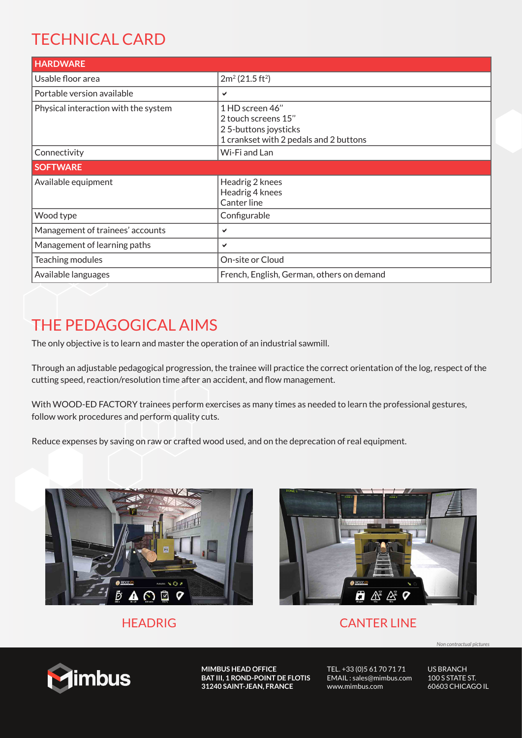# TECHNICAL CARD

| | |
|---|---|
| **HARDWARE** | |
| Usable floor area | 2m² (21.5 ft²) |
| Portable version available | ✔ |
| Physical interaction with the system | 1 HD screen 46"<br>2 touch screens 15"<br>2 5-buttons joysticks<br>1 crankset with 2 pedals and 2 buttons |
| Connectivity | Wi-Fi and Lan |
| **SOFTWARE** | |
| Available equipment | Headrig 2 knees<br>Headrig 4 knees<br>Canter line |
| Wood type | Configurable |
| Management of trainees' accounts | ✔ |
| Management of learning paths | ✔ |
| Teaching modules | On-site or Cloud |
| Available languages | French, English, German, others on demand |

# THE PEDAGOGICAL AIMS

The only objective is to learn and master the operation of an industrial sawmill.

Through an adjustable pedagogical progression, the trainee will practice the correct orientation of the log, respect of the cutting speed, reaction/resolution time after an accident, and flow management.

With WOOD-ED FACTORY trainees perform exercises as many times as needed to learn the professional gestures, follow work procedures and perform quality cuts.

Reduce expenses by saving on raw or crafted wood used, and on the deprecation of real equipment.

HEADRIG

CANTER LINE

*Non contractual pictures*

**MIMBUS HEAD OFFICE**
**BAT III, 1 ROND-POINT DE FLOTIS**
**31240 SAINT-JEAN, FRANCE**

TEL. +33 (0)5 61 70 71 71
EMAIL : sales@mimbus.com
www.mimbus.com

US BRANCH
100 S STATE ST.
60603 CHICAGO IL